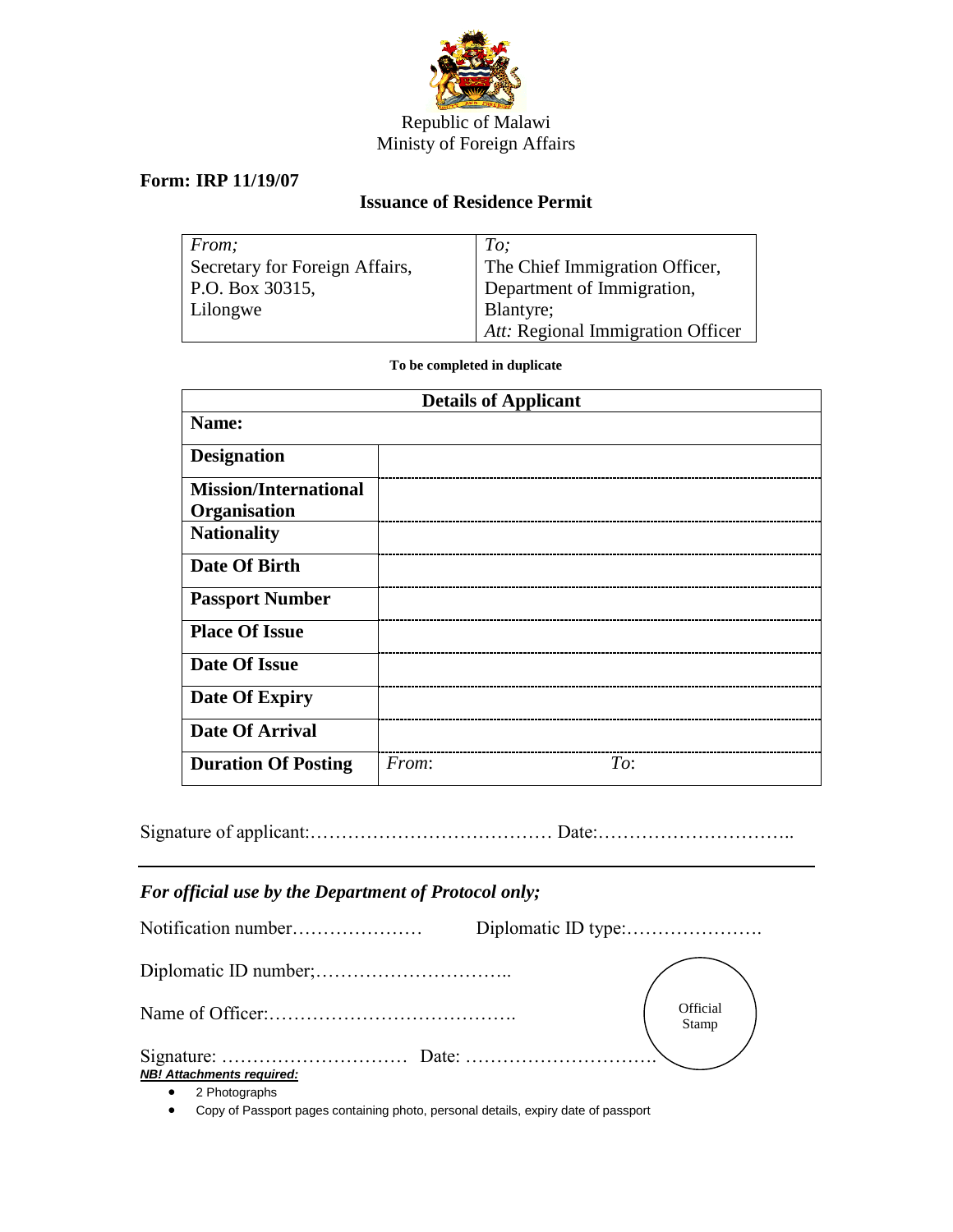Republic of Malawi
Ministry of Foreign Affairs

**Form: IRP 11/19/07**

## Issuance of Residence Permit

| *From;* | *To;* |
|---|---|
| Secretary for Foreign Affairs,<br>P.O. Box 30315,<br>Lilongwe | The Chief Immigration Officer,<br>Department of Immigration,<br>Blantyre;<br>*Att:* Regional Immigration Officer |

**To be completed in duplicate**

| **Details of Applicant** | |
|---|---|
| **Name:** | |
| **Designation** | |
| **Mission/International Organisation** | |
| **Nationality** | |
| **Date Of Birth** | |
| **Passport Number** | |
| **Place Of Issue** | |
| **Date Of Issue** | |
| **Date Of Expiry** | |
| **Date Of Arrival** | |
| **Duration Of Posting** | *From*: *To*: |

Signature of applicant:………………………………… Date:…………………………..

---

***For official use by the Department of Protocol only;***

Notification number………………… Diplomatic ID type:………………….

Diplomatic ID number;…………………………..

Name of Officer:………………………………….

Official Stamp

Signature: ………………………… Date: ………………………….

***NB! Attachments required:***

- 2 Photographs
- Copy of Passport pages containing photo, personal details, expiry date of passport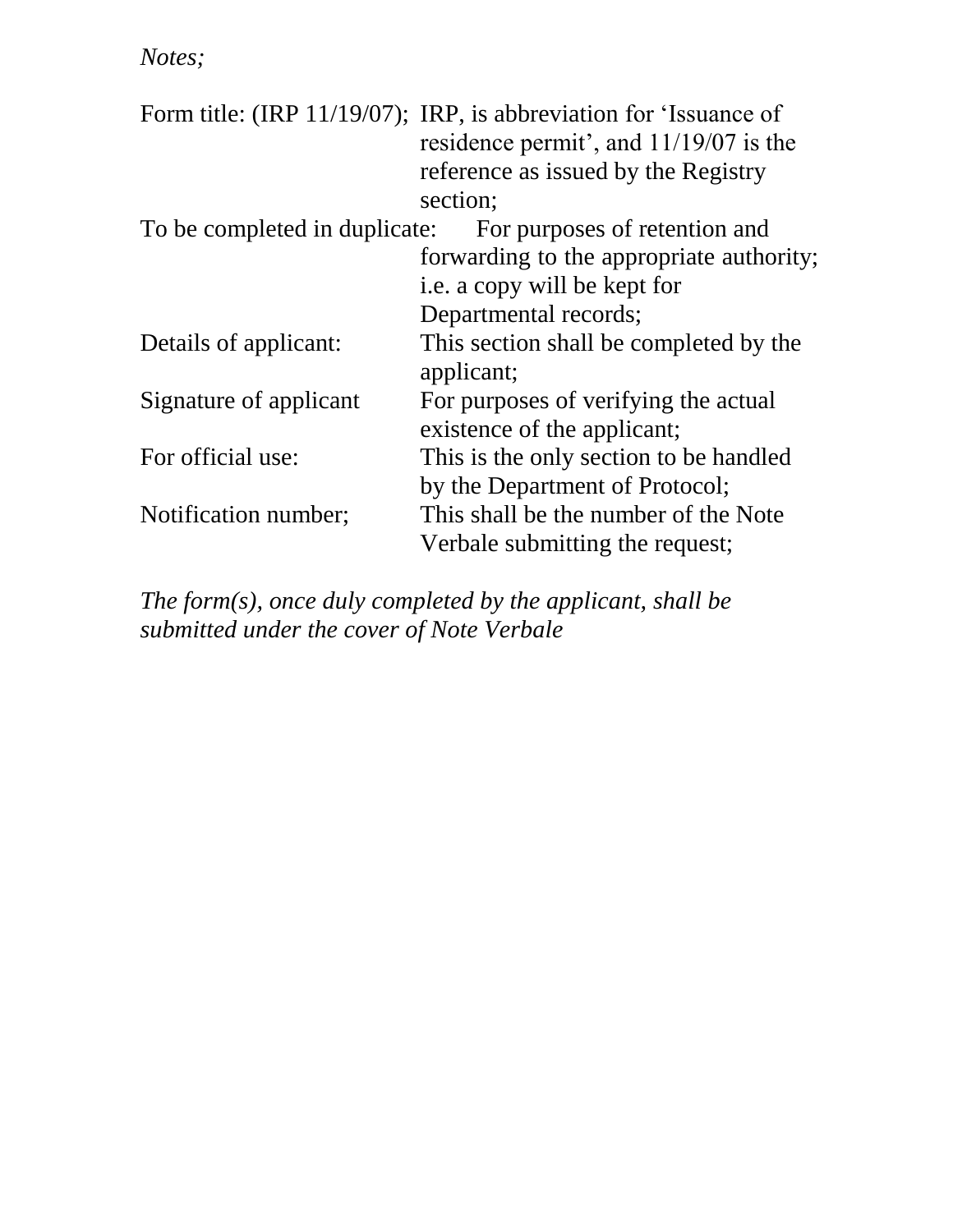*Notes;*

| | |
|---|---|
| Form title: (IRP 11/19/07); | IRP, is abbreviation for 'Issuance of residence permit', and 11/19/07 is the reference as issued by the Registry section; |
| To be completed in duplicate: | For purposes of retention and forwarding to the appropriate authority; i.e. a copy will be kept for Departmental records; |
| Details of applicant: | This section shall be completed by the applicant; |
| Signature of applicant | For purposes of verifying the actual existence of the applicant; |
| For official use: | This is the only section to be handled by the Department of Protocol; |
| Notification number; | This shall be the number of the Note Verbale submitting the request; |

*The form(s), once duly completed by the applicant, shall be submitted under the cover of Note Verbale*